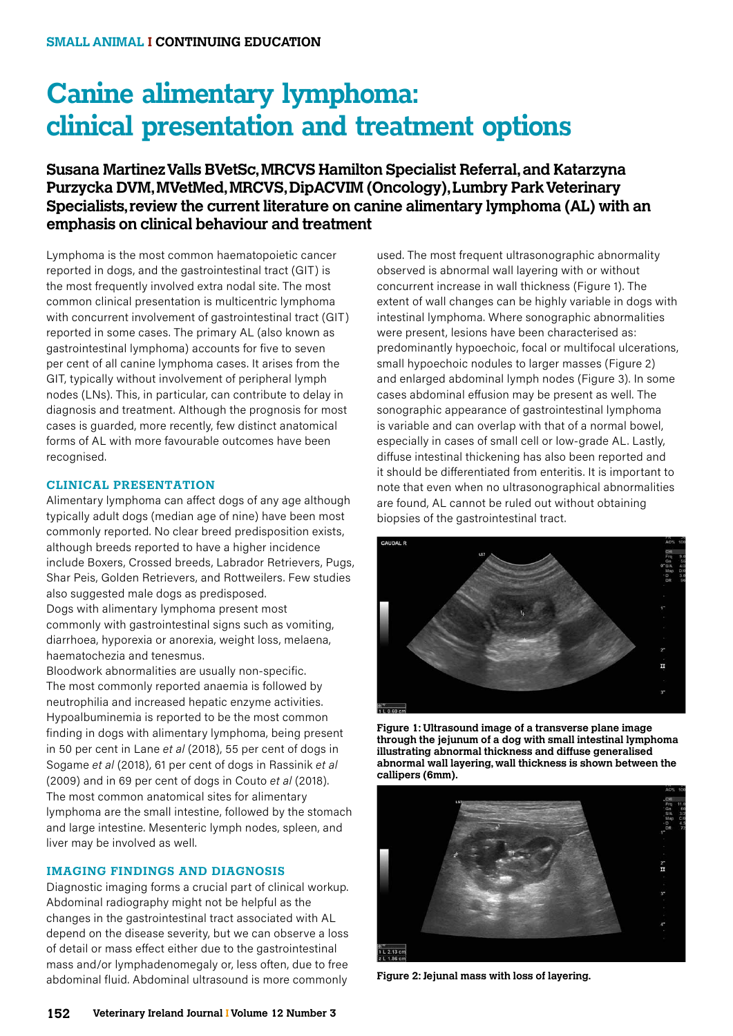SMALL ANIMAL I CONTINUING EDUCATION

# Canine alimentary lymphoma: clinical presentation and treatment options

**Susana Martinez Valls BVetSc, MRCVS Hamilton Specialist Referral, and Katarzyna Purzycka DVM, MVetMed, MRCVS, DipACVIM (Oncology), Lumbry Park Veterinary Specialists, review the current literature on canine alimentary lymphoma (AL) with an emphasis on clinical behaviour and treatment**

Lymphoma is the most common haematopoietic cancer reported in dogs, and the gastrointestinal tract (GIT) is the most frequently involved extra nodal site. The most common clinical presentation is multicentric lymphoma with concurrent involvement of gastrointestinal tract (GIT) reported in some cases. The primary AL (also known as gastrointestinal lymphoma) accounts for five to seven per cent of all canine lymphoma cases. It arises from the GIT, typically without involvement of peripheral lymph nodes (LNs). This, in particular, can contribute to delay in diagnosis and treatment. Although the prognosis for most cases is guarded, more recently, few distinct anatomical forms of AL with more favourable outcomes have been recognised.

## CLINICAL PRESENTATION

Alimentary lymphoma can affect dogs of any age although typically adult dogs (median age of nine) have been most commonly reported. No clear breed predisposition exists, although breeds reported to have a higher incidence include Boxers, Crossed breeds, Labrador Retrievers, Pugs, Shar Peis, Golden Retrievers, and Rottweilers. Few studies also suggested male dogs as predisposed.

Dogs with alimentary lymphoma present most commonly with gastrointestinal signs such as vomiting, diarrhoea, hyporexia or anorexia, weight loss, melaena, haematochezia and tenesmus.

Bloodwork abnormalities are usually non-specific. The most commonly reported anaemia is followed by neutrophilia and increased hepatic enzyme activities. Hypoalbuminemia is reported to be the most common finding in dogs with alimentary lymphoma, being present in 50 per cent in Lane *et al* (2018), 55 per cent of dogs in Sogame *et al* (2018), 61 per cent of dogs in Rassinik *et al* (2009) and in 69 per cent of dogs in Couto *et al* (2018). The most common anatomical sites for alimentary lymphoma are the small intestine, followed by the stomach and large intestine. Mesenteric lymph nodes, spleen, and liver may be involved as well.

## IMAGING FINDINGS AND DIAGNOSIS

Diagnostic imaging forms a crucial part of clinical workup. Abdominal radiography might not be helpful as the changes in the gastrointestinal tract associated with AL depend on the disease severity, but we can observe a loss of detail or mass effect either due to the gastrointestinal mass and/or lymphadenomegaly or, less often, due to free abdominal fluid. Abdominal ultrasound is more commonly used. The most frequent ultrasonographic abnormality observed is abnormal wall layering with or without concurrent increase in wall thickness (Figure 1). The extent of wall changes can be highly variable in dogs with intestinal lymphoma. Where sonographic abnormalities were present, lesions have been characterised as: predominantly hypoechoic, focal or multifocal ulcerations, small hypoechoic nodules to larger masses (Figure 2) and enlarged abdominal lymph nodes (Figure 3). In some cases abdominal effusion may be present as well. The sonographic appearance of gastrointestinal lymphoma is variable and can overlap with that of a normal bowel, especially in cases of small cell or low-grade AL. Lastly, diffuse intestinal thickening has also been reported and it should be differentiated from enteritis. It is important to note that even when no ultrasonographical abnormalities are found, AL cannot be ruled out without obtaining biopsies of the gastrointestinal tract.

**Figure 1: Ultrasound image of a transverse plane image through the jejunum of a dog with small intestinal lymphoma illustrating abnormal thickness and diffuse generalised abnormal wall layering, wall thickness is shown between the callipers (6mm).**

**Figure 2: Jejunal mass with loss of layering.**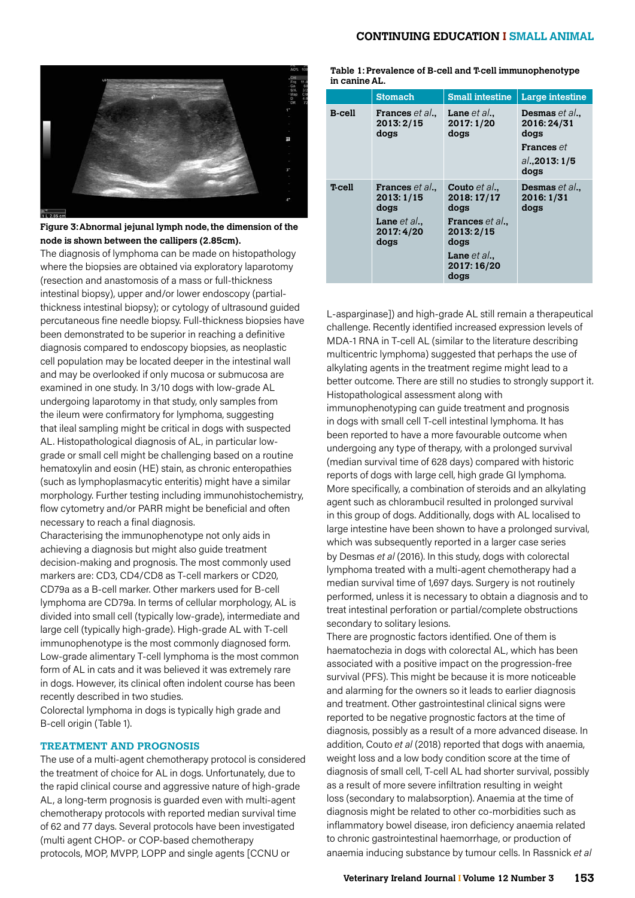**Figure 3: Abnormal jejunal lymph node, the dimension of the node is shown between the callipers (2.85cm).**

The diagnosis of lymphoma can be made on histopathology where the biopsies are obtained via exploratory laparotomy (resection and anastomosis of a mass or full-thickness intestinal biopsy), upper and/or lower endoscopy (partial-thickness intestinal biopsy); or cytology of ultrasound guided percutaneous fine needle biopsy. Full-thickness biopsies have been demonstrated to be superior in reaching a definitive diagnosis compared to endoscopy biopsies, as neoplastic cell population may be located deeper in the intestinal wall and may be overlooked if only mucosa or submucosa are examined in one study. In 3/10 dogs with low-grade AL undergoing laparotomy in that study, only samples from the ileum were confirmatory for lymphoma, suggesting that ileal sampling might be critical in dogs with suspected AL. Histopathological diagnosis of AL, in particular low-grade or small cell might be challenging based on a routine hematoxylin and eosin (HE) stain, as chronic enteropathies (such as lymphoplasmacytic enteritis) might have a similar morphology. Further testing including immunohistochemistry, flow cytometry and/or PARR might be beneficial and often necessary to reach a final diagnosis.

Characterising the immunophenotype not only aids in achieving a diagnosis but might also guide treatment decision-making and prognosis. The most commonly used markers are: CD3, CD4/CD8 as T-cell markers or CD20, CD79a as a B-cell marker. Other markers used for B-cell lymphoma are CD79a. In terms of cellular morphology, AL is divided into small cell (typically low-grade), intermediate and large cell (typically high-grade). High-grade AL with T-cell immunophenotype is the most commonly diagnosed form. Low-grade alimentary T-cell lymphoma is the most common form of AL in cats and it was believed it was extremely rare in dogs. However, its clinical often indolent course has been recently described in two studies.

Colorectal lymphoma in dogs is typically high grade and B-cell origin (Table 1).

## TREATMENT AND PROGNOSIS

The use of a multi-agent chemotherapy protocol is considered the treatment of choice for AL in dogs. Unfortunately, due to the rapid clinical course and aggressive nature of high-grade AL, a long-term prognosis is guarded even with multi-agent chemotherapy protocols with reported median survival time of 62 and 77 days. Several protocols have been investigated (multi agent CHOP- or COP-based chemotherapy protocols, MOP, MVPP, LOPP and single agents [CCNU or L-asparginase]) and high-grade AL still remain a therapeutical challenge. Recently identified increased expression levels of MDA-1 RNA in T-cell AL (similar to the literature describing multicentric lymphoma) suggested that perhaps the use of alkylating agents in the treatment regime might lead to a better outcome. There are still no studies to strongly support it.

**Table 1: Prevalence of B-cell and T-cell immunophenotype in canine AL.**

| | Stomach | Small intestine | Large intestine |
|---|---|---|---|
| **B-cell** | **Frances** *et al.*, **2013: 2/15 dogs** | **Lane** *et al.*, **2017: 1/20 dogs** | **Desmas** *et al.*, **2016: 24/31 dogs**<br>**Frances** *et al.*, **2013: 1/5 dogs** |
| **T-cell** | **Frances** *et al.*, **2013: 1/15 dogs**<br>**Lane** *et al.*, **2017: 4/20 dogs** | **Couto** *et al.*, **2018: 17/17 dogs**<br>**Frances** *et al.*, **2013: 2/15 dogs**<br>**Lane** *et al.*, **2017: 16/20 dogs** | **Desmas** *et al.*, **2016: 1/31 dogs** |

Histopathological assessment along with immunophenotyping can guide treatment and prognosis in dogs with small cell T-cell intestinal lymphoma. It has been reported to have a more favourable outcome when undergoing any type of therapy, with a prolonged survival (median survival time of 628 days) compared with historic reports of dogs with large cell, high grade GI lymphoma. More specifically, a combination of steroids and an alkylating agent such as chlorambucil resulted in prolonged survival in this group of dogs. Additionally, dogs with AL localised to large intestine have been shown to have a prolonged survival, which was subsequently reported in a larger case series by Desmas *et al* (2016). In this study, dogs with colorectal lymphoma treated with a multi-agent chemotherapy had a median survival time of 1,697 days. Surgery is not routinely performed, unless it is necessary to obtain a diagnosis and to treat intestinal perforation or partial/complete obstructions secondary to solitary lesions.

There are prognostic factors identified. One of them is haematochezia in dogs with colorectal AL, which has been associated with a positive impact on the progression-free survival (PFS). This might be because it is more noticeable and alarming for the owners so it leads to earlier diagnosis and treatment. Other gastrointestinal clinical signs were reported to be negative prognostic factors at the time of diagnosis, possibly as a result of a more advanced disease. In addition, Couto *et al* (2018) reported that dogs with anaemia, weight loss and a low body condition score at the time of diagnosis of small cell, T-cell AL had shorter survival, possibly as a result of more severe infiltration resulting in weight loss (secondary to malabsorption). Anaemia at the time of diagnosis might be related to other co-morbidities such as inflammatory bowel disease, iron deficiency anaemia related to chronic gastrointestinal haemorrhage, or production of anaemia inducing substance by tumour cells. In Rassnick *et al*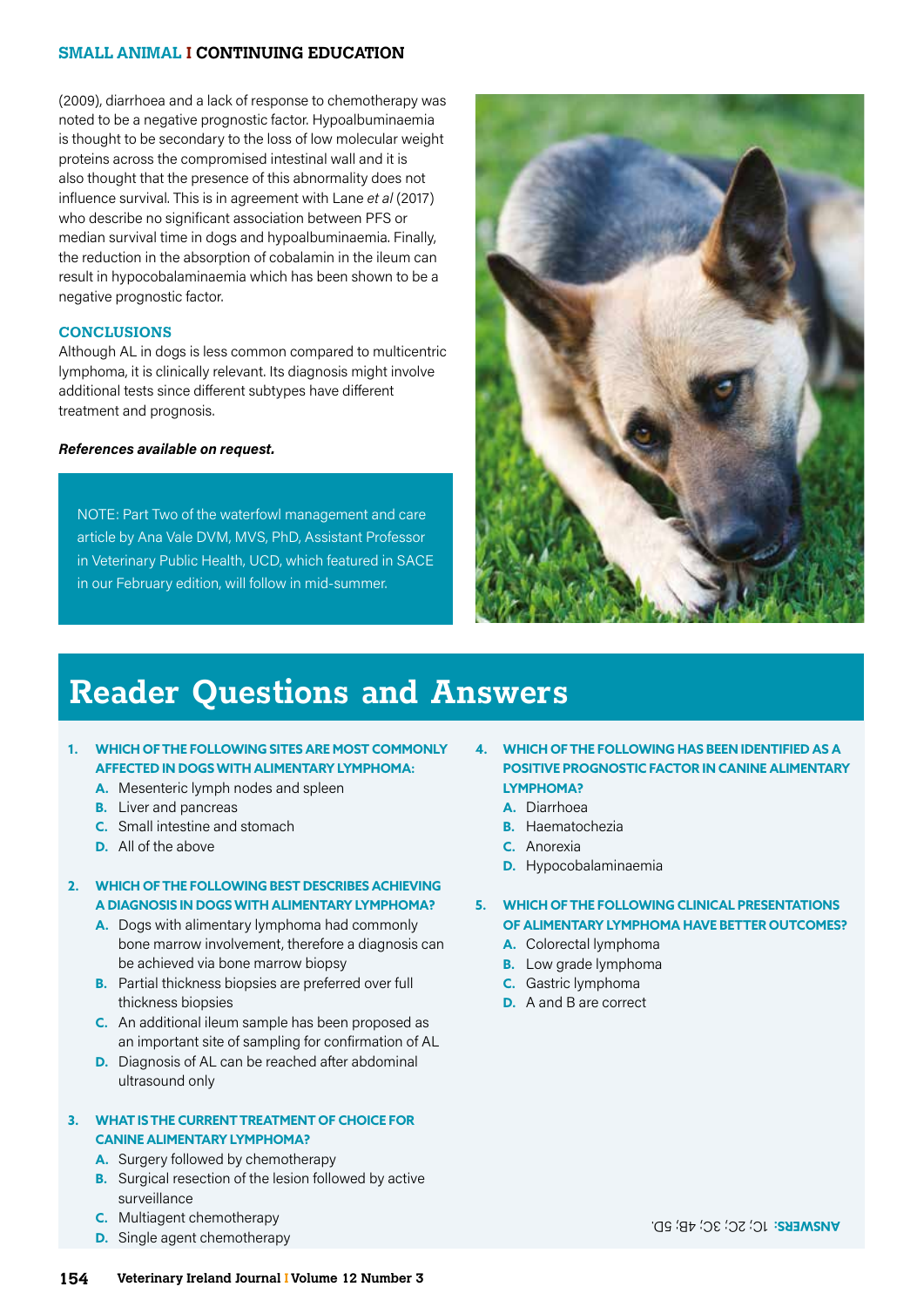(2009), diarrhoea and a lack of response to chemotherapy was noted to be a negative prognostic factor. Hypoalbuminaemia is thought to be secondary to the loss of low molecular weight proteins across the compromised intestinal wall and it is also thought that the presence of this abnormality does not influence survival. This is in agreement with Lane *et al* (2017) who describe no significant association between PFS or median survival time in dogs and hypoalbuminaemia. Finally, the reduction in the absorption of cobalamin in the ileum can result in hypocobalaminaemia which has been shown to be a negative prognostic factor.

## CONCLUSIONS

Although AL in dogs is less common compared to multicentric lymphoma, it is clinically relevant. Its diagnosis might involve additional tests since different subtypes have different treatment and prognosis.

***References available on request.***

NOTE: Part Two of the waterfowl management and care article by Ana Vale DVM, MVS, PhD, Assistant Professor in Veterinary Public Health, UCD, which featured in SACE in our February edition, will follow in mid-summer.

# Reader Questions and Answers

**1. WHICH OF THE FOLLOWING SITES ARE MOST COMMONLY AFFECTED IN DOGS WITH ALIMENTARY LYMPHOMA:**

- **A.** Mesenteric lymph nodes and spleen
- **B.** Liver and pancreas
- **C.** Small intestine and stomach
- **D.** All of the above

**2. WHICH OF THE FOLLOWING BEST DESCRIBES ACHIEVING A DIAGNOSIS IN DOGS WITH ALIMENTARY LYMPHOMA?**

- **A.** Dogs with alimentary lymphoma had commonly bone marrow involvement, therefore a diagnosis can be achieved via bone marrow biopsy
- **B.** Partial thickness biopsies are preferred over full thickness biopsies
- **C.** An additional ileum sample has been proposed as an important site of sampling for confirmation of AL
- **D.** Diagnosis of AL can be reached after abdominal ultrasound only

**3. WHAT IS THE CURRENT TREATMENT OF CHOICE FOR CANINE ALIMENTARY LYMPHOMA?**

- **A.** Surgery followed by chemotherapy
- **B.** Surgical resection of the lesion followed by active surveillance
- **C.** Multiagent chemotherapy
- **D.** Single agent chemotherapy

**4. WHICH OF THE FOLLOWING HAS BEEN IDENTIFIED AS A POSITIVE PROGNOSTIC FACTOR IN CANINE ALIMENTARY LYMPHOMA?**

- **A.** Diarrhoea
- **B.** Haematochezia
- **C.** Anorexia
- **D.** Hypocobalaminaemia

**5. WHICH OF THE FOLLOWING CLINICAL PRESENTATIONS OF ALIMENTARY LYMPHOMA HAVE BETTER OUTCOMES?**

- **A.** Colorectal lymphoma
- **B.** Low grade lymphoma
- **C.** Gastric lymphoma
- **D.** A and B are correct

**ANSWERS:** 1C; 2C; 3C; 4B; 5D.